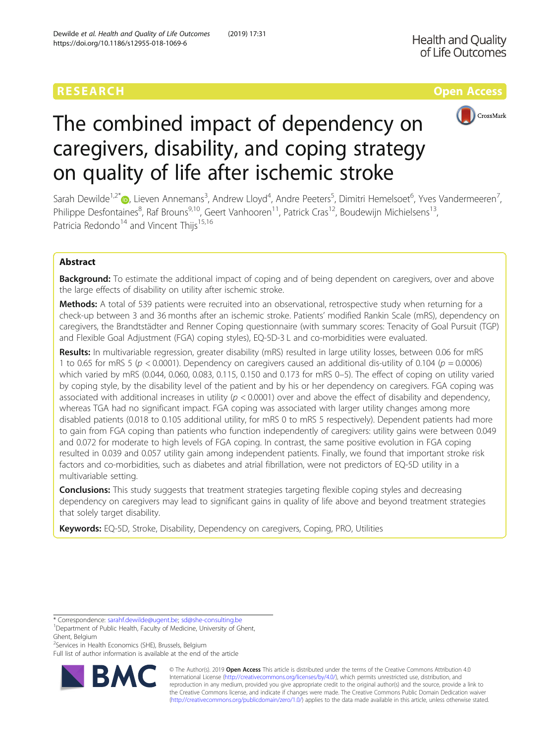RESEARCH

Open Access

# The combined impact of dependency on caregivers, disability, and coping strategy on quality of life after ischemic stroke

Sarah Dewilde[1,2*], Lieven Annemans[3], Andrew Lloyd[4], Andre Peeters[5], Dimitri Hemelsoet[6], Yves Vandermeeren[7], Philippe Desfontaines[8], Raf Brouns[9,10], Geert Vanhooren[11], Patrick Cras[12], Boudewijn Michielsens[13], Patricia Redondo[14] and Vincent Thijs[15,16]

## Abstract

**Background:** To estimate the additional impact of coping and of being dependent on caregivers, over and above the large effects of disability on utility after ischemic stroke.

**Methods:** A total of 539 patients were recruited into an observational, retrospective study when returning for a check-up between 3 and 36 months after an ischemic stroke. Patients' modified Rankin Scale (mRS), dependency on caregivers, the Brandtstädter and Renner Coping questionnaire (with summary scores: Tenacity of Goal Pursuit (TGP) and Flexible Goal Adjustment (FGA) coping styles), EQ-5D-3 L and co-morbidities were evaluated.

**Results:** In multivariable regression, greater disability (mRS) resulted in large utility losses, between 0.06 for mRS 1 to 0.65 for mRS 5 ($p < 0.0001$). Dependency on caregivers caused an additional dis-utility of 0.104 ($p = 0.0006$) which varied by mRS (0.044, 0.060, 0.083, 0.115, 0.150 and 0.173 for mRS 0–5). The effect of coping on utility varied by coping style, by the disability level of the patient and by his or her dependency on caregivers. FGA coping was associated with additional increases in utility ($p < 0.0001$) over and above the effect of disability and dependency, whereas TGA had no significant impact. FGA coping was associated with larger utility changes among more disabled patients (0.018 to 0.105 additional utility, for mRS 0 to mRS 5 respectively). Dependent patients had more to gain from FGA coping than patients who function independently of caregivers: utility gains were between 0.049 and 0.072 for moderate to high levels of FGA coping. In contrast, the same positive evolution in FGA coping resulted in 0.039 and 0.057 utility gain among independent patients. Finally, we found that important stroke risk factors and co-morbidities, such as diabetes and atrial fibrillation, were not predictors of EQ-5D utility in a multivariable setting.

**Conclusions:** This study suggests that treatment strategies targeting flexible coping styles and decreasing dependency on caregivers may lead to significant gains in quality of life above and beyond treatment strategies that solely target disability.

**Keywords:** EQ-5D, Stroke, Disability, Dependency on caregivers, Coping, PRO, Utilities

---

* Correspondence: sarahf.dewilde@ugent.be; sd@she-consulting.be
[1]Department of Public Health, Faculty of Medicine, University of Ghent, Ghent, Belgium
[2]Services in Health Economics (SHE), Brussels, Belgium
Full list of author information is available at the end of the article

© The Author(s). 2019 **Open Access** This article is distributed under the terms of the Creative Commons Attribution 4.0 International License (http://creativecommons.org/licenses/by/4.0/), which permits unrestricted use, distribution, and reproduction in any medium, provided you give appropriate credit to the original author(s) and the source, provide a link to the Creative Commons license, and indicate if changes were made. The Creative Commons Public Domain Dedication waiver (http://creativecommons.org/publicdomain/zero/1.0/) applies to the data made available in this article, unless otherwise stated.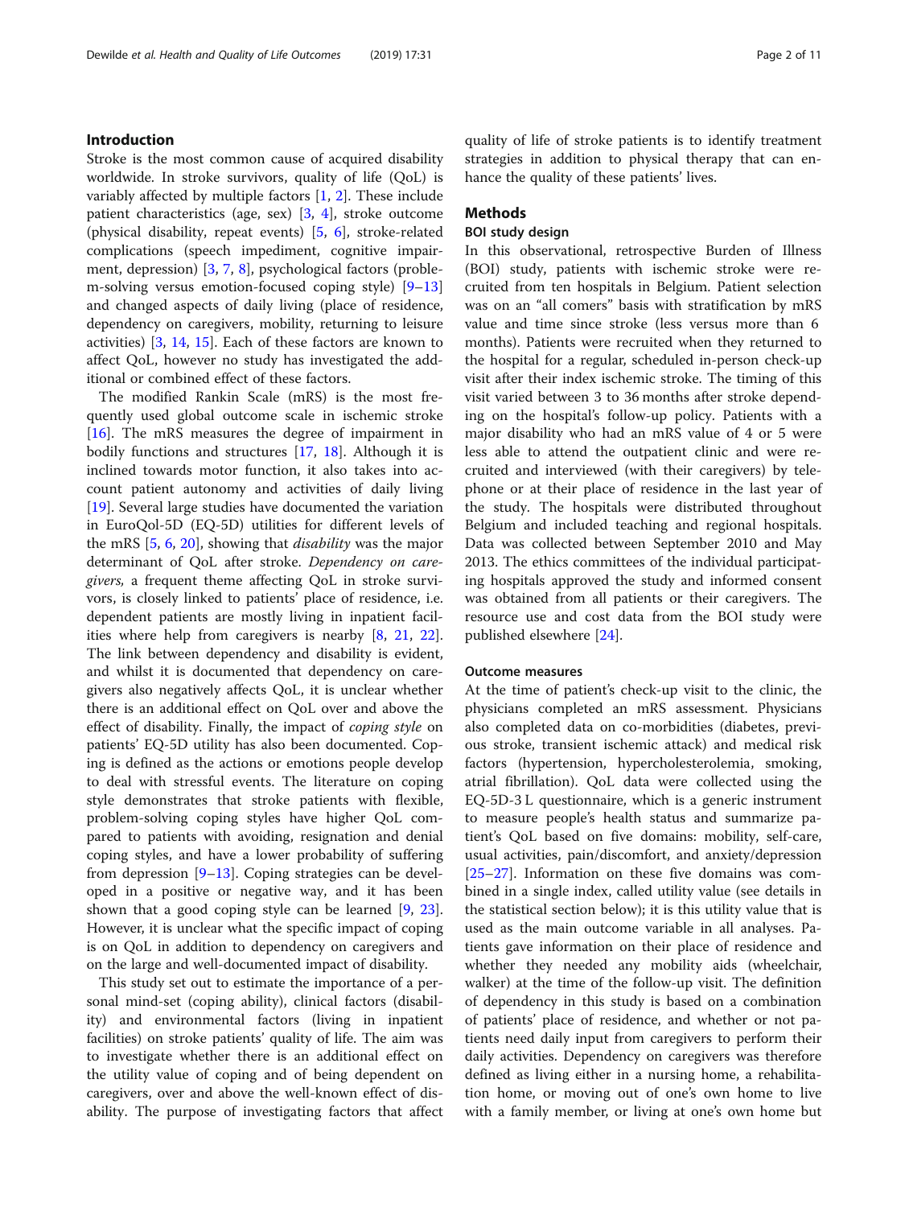## Introduction

Stroke is the most common cause of acquired disability worldwide. In stroke survivors, quality of life (QoL) is variably affected by multiple factors [1, 2]. These include patient characteristics (age, sex) [3, 4], stroke outcome (physical disability, repeat events) [5, 6], stroke-related complications (speech impediment, cognitive impairment, depression) [3, 7, 8], psychological factors (problem-solving versus emotion-focused coping style) [9–13] and changed aspects of daily living (place of residence, dependency on caregivers, mobility, returning to leisure activities) [3, 14, 15]. Each of these factors are known to affect QoL, however no study has investigated the additional or combined effect of these factors.

The modified Rankin Scale (mRS) is the most frequently used global outcome scale in ischemic stroke [16]. The mRS measures the degree of impairment in bodily functions and structures [17, 18]. Although it is inclined towards motor function, it also takes into account patient autonomy and activities of daily living [19]. Several large studies have documented the variation in EuroQol-5D (EQ-5D) utilities for different levels of the mRS [5, 6, 20], showing that *disability* was the major determinant of QoL after stroke. *Dependency on caregivers,* a frequent theme affecting QoL in stroke survivors, is closely linked to patients' place of residence, i.e. dependent patients are mostly living in inpatient facilities where help from caregivers is nearby [8, 21, 22]. The link between dependency and disability is evident, and whilst it is documented that dependency on caregivers also negatively affects QoL, it is unclear whether there is an additional effect on QoL over and above the effect of disability. Finally, the impact of *coping style* on patients' EQ-5D utility has also been documented. Coping is defined as the actions or emotions people develop to deal with stressful events. The literature on coping style demonstrates that stroke patients with flexible, problem-solving coping styles have higher QoL compared to patients with avoiding, resignation and denial coping styles, and have a lower probability of suffering from depression [9–13]. Coping strategies can be developed in a positive or negative way, and it has been shown that a good coping style can be learned [9, 23]. However, it is unclear what the specific impact of coping is on QoL in addition to dependency on caregivers and on the large and well-documented impact of disability.

This study set out to estimate the importance of a personal mind-set (coping ability), clinical factors (disability) and environmental factors (living in inpatient facilities) on stroke patients' quality of life. The aim was to investigate whether there is an additional effect on the utility value of coping and of being dependent on caregivers, over and above the well-known effect of disability. The purpose of investigating factors that affect quality of life of stroke patients is to identify treatment strategies in addition to physical therapy that can enhance the quality of these patients' lives.

## Methods

### BOI study design

In this observational, retrospective Burden of Illness (BOI) study, patients with ischemic stroke were recruited from ten hospitals in Belgium. Patient selection was on an "all comers" basis with stratification by mRS value and time since stroke (less versus more than 6 months). Patients were recruited when they returned to the hospital for a regular, scheduled in-person check-up visit after their index ischemic stroke. The timing of this visit varied between 3 to 36 months after stroke depending on the hospital's follow-up policy. Patients with a major disability who had an mRS value of 4 or 5 were less able to attend the outpatient clinic and were recruited and interviewed (with their caregivers) by telephone or at their place of residence in the last year of the study. The hospitals were distributed throughout Belgium and included teaching and regional hospitals. Data was collected between September 2010 and May 2013. The ethics committees of the individual participating hospitals approved the study and informed consent was obtained from all patients or their caregivers. The resource use and cost data from the BOI study were published elsewhere [24].

### Outcome measures

At the time of patient's check-up visit to the clinic, the physicians completed an mRS assessment. Physicians also completed data on co-morbidities (diabetes, previous stroke, transient ischemic attack) and medical risk factors (hypertension, hypercholesterolemia, smoking, atrial fibrillation). QoL data were collected using the EQ-5D-3 L questionnaire, which is a generic instrument to measure people's health status and summarize patient's QoL based on five domains: mobility, self-care, usual activities, pain/discomfort, and anxiety/depression [25–27]. Information on these five domains was combined in a single index, called utility value (see details in the statistical section below); it is this utility value that is used as the main outcome variable in all analyses. Patients gave information on their place of residence and whether they needed any mobility aids (wheelchair, walker) at the time of the follow-up visit. The definition of dependency in this study is based on a combination of patients' place of residence, and whether or not patients need daily input from caregivers to perform their daily activities. Dependency on caregivers was therefore defined as living either in a nursing home, a rehabilitation home, or moving out of one's own home to live with a family member, or living at one's own home but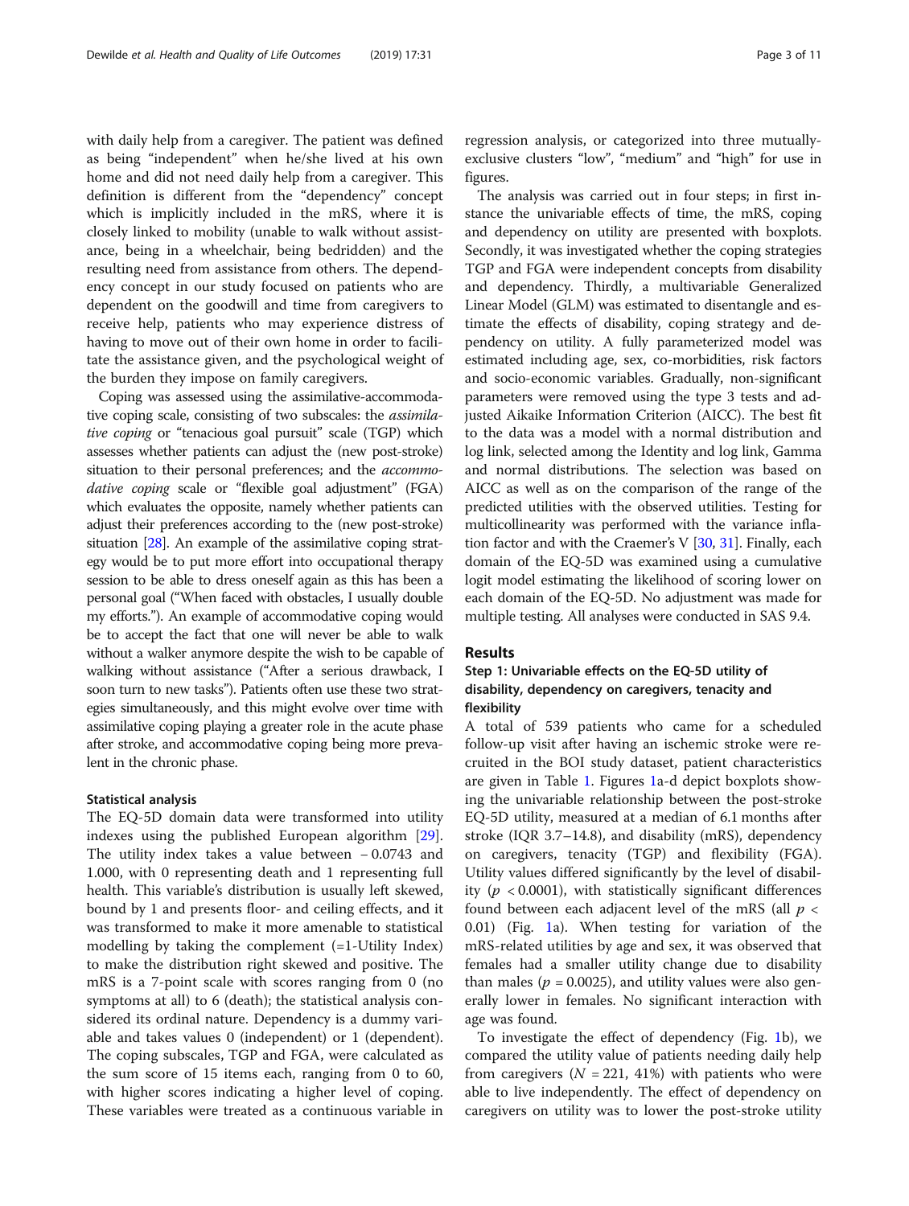with daily help from a caregiver. The patient was defined as being "independent" when he/she lived at his own home and did not need daily help from a caregiver. This definition is different from the "dependency" concept which is implicitly included in the mRS, where it is closely linked to mobility (unable to walk without assistance, being in a wheelchair, being bedridden) and the resulting need from assistance from others. The dependency concept in our study focused on patients who are dependent on the goodwill and time from caregivers to receive help, patients who may experience distress of having to move out of their own home in order to facilitate the assistance given, and the psychological weight of the burden they impose on family caregivers.

Coping was assessed using the assimilative-accommodative coping scale, consisting of two subscales: the *assimilative coping* or "tenacious goal pursuit" scale (TGP) which assesses whether patients can adjust the (new post-stroke) situation to their personal preferences; and the *accommodative coping* scale or "flexible goal adjustment" (FGA) which evaluates the opposite, namely whether patients can adjust their preferences according to the (new post-stroke) situation [28]. An example of the assimilative coping strategy would be to put more effort into occupational therapy session to be able to dress oneself again as this has been a personal goal ("When faced with obstacles, I usually double my efforts."). An example of accommodative coping would be to accept the fact that one will never be able to walk without a walker anymore despite the wish to be capable of walking without assistance ("After a serious drawback, I soon turn to new tasks"). Patients often use these two strategies simultaneously, and this might evolve over time with assimilative coping playing a greater role in the acute phase after stroke, and accommodative coping being more prevalent in the chronic phase.

### Statistical analysis

The EQ-5D domain data were transformed into utility indexes using the published European algorithm [29]. The utility index takes a value between − 0.0743 and 1.000, with 0 representing death and 1 representing full health. This variable's distribution is usually left skewed, bound by 1 and presents floor- and ceiling effects, and it was transformed to make it more amenable to statistical modelling by taking the complement (=1-Utility Index) to make the distribution right skewed and positive. The mRS is a 7-point scale with scores ranging from 0 (no symptoms at all) to 6 (death); the statistical analysis considered its ordinal nature. Dependency is a dummy variable and takes values 0 (independent) or 1 (dependent). The coping subscales, TGP and FGA, were calculated as the sum score of 15 items each, ranging from 0 to 60, with higher scores indicating a higher level of coping. These variables were treated as a continuous variable in regression analysis, or categorized into three mutually-exclusive clusters "low", "medium" and "high" for use in figures.

The analysis was carried out in four steps; in first instance the univariable effects of time, the mRS, coping and dependency on utility are presented with boxplots. Secondly, it was investigated whether the coping strategies TGP and FGA were independent concepts from disability and dependency. Thirdly, a multivariable Generalized Linear Model (GLM) was estimated to disentangle and estimate the effects of disability, coping strategy and dependency on utility. A fully parameterized model was estimated including age, sex, co-morbidities, risk factors and socio-economic variables. Gradually, non-significant parameters were removed using the type 3 tests and adjusted Aikaike Information Criterion (AICC). The best fit to the data was a model with a normal distribution and log link, selected among the Identity and log link, Gamma and normal distributions. The selection was based on AICC as well as on the comparison of the range of the predicted utilities with the observed utilities. Testing for multicollinearity was performed with the variance inflation factor and with the Craemer's V [30, 31]. Finally, each domain of the EQ-5D was examined using a cumulative logit model estimating the likelihood of scoring lower on each domain of the EQ-5D. No adjustment was made for multiple testing. All analyses were conducted in SAS 9.4.

## Results

### Step 1: Univariable effects on the EQ-5D utility of disability, dependency on caregivers, tenacity and flexibility

A total of 539 patients who came for a scheduled follow-up visit after having an ischemic stroke were recruited in the BOI study dataset, patient characteristics are given in Table 1. Figures 1a-d depict boxplots showing the univariable relationship between the post-stroke EQ-5D utility, measured at a median of 6.1 months after stroke (IQR 3.7–14.8), and disability (mRS), dependency on caregivers, tenacity (TGP) and flexibility (FGA). Utility values differed significantly by the level of disability ($p < 0.0001$), with statistically significant differences found between each adjacent level of the mRS (all $p < 0.01$) (Fig. 1a). When testing for variation of the mRS-related utilities by age and sex, it was observed that females had a smaller utility change due to disability than males ($p = 0.0025$), and utility values were also generally lower in females. No significant interaction with age was found.

To investigate the effect of dependency (Fig. 1b), we compared the utility value of patients needing daily help from caregivers ($N = 221$, 41%) with patients who were able to live independently. The effect of dependency on caregivers on utility was to lower the post-stroke utility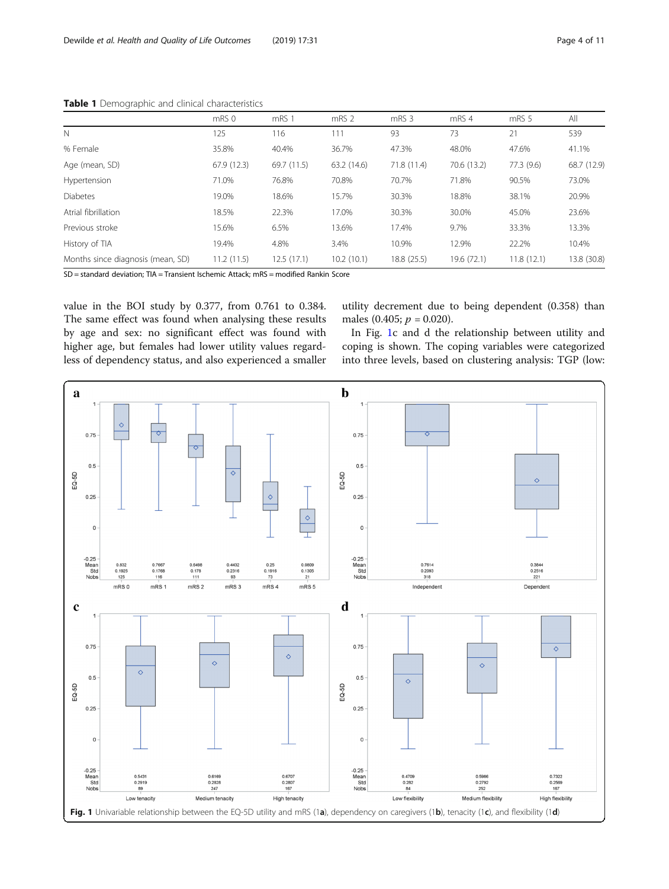**Table 1** Demographic and clinical characteristics

| | mRS 0 | mRS 1 | mRS 2 | mRS 3 | mRS 4 | mRS 5 | All |
|---|---|---|---|---|---|---|---|
| N | 125 | 116 | 111 | 93 | 73 | 21 | 539 |
| % Female | 35.8% | 40.4% | 36.7% | 47.3% | 48.0% | 47.6% | 41.1% |
| Age (mean, SD) | 67.9 (12.3) | 69.7 (11.5) | 63.2 (14.6) | 71.8 (11.4) | 70.6 (13.2) | 77.3 (9.6) | 68.7 (12.9) |
| Hypertension | 71.0% | 76.8% | 70.8% | 70.7% | 71.8% | 90.5% | 73.0% |
| Diabetes | 19.0% | 18.6% | 15.7% | 30.3% | 18.8% | 38.1% | 20.9% |
| Atrial fibrillation | 18.5% | 22.3% | 17.0% | 30.3% | 30.0% | 45.0% | 23.6% |
| Previous stroke | 15.6% | 6.5% | 13.6% | 17.4% | 9.7% | 33.3% | 13.3% |
| History of TIA | 19.4% | 4.8% | 3.4% | 10.9% | 12.9% | 22.2% | 10.4% |
| Months since diagnosis (mean, SD) | 11.2 (11.5) | 12.5 (17.1) | 10.2 (10.1) | 18.8 (25.5) | 19.6 (72.1) | 11.8 (12.1) | 13.8 (30.8) |

SD = standard deviation; TIA = Transient Ischemic Attack; mRS = modified Rankin Score

value in the BOI study by 0.377, from 0.761 to 0.384. The same effect was found when analysing these results by age and sex: no significant effect was found with higher age, but females had lower utility values regardless of dependency status, and also experienced a smaller utility decrement due to being dependent (0.358) than males (0.405; $p = 0.020$).

In Fig. 1c and d the relationship between utility and coping is shown. The coping variables were categorized into three levels, based on clustering analysis: TGP (low:

**Fig. 1** Univariable relationship between the EQ-5D utility and mRS (1**a**), dependency on caregivers (1**b**), tenacity (1**c**), and flexibility (1**d**)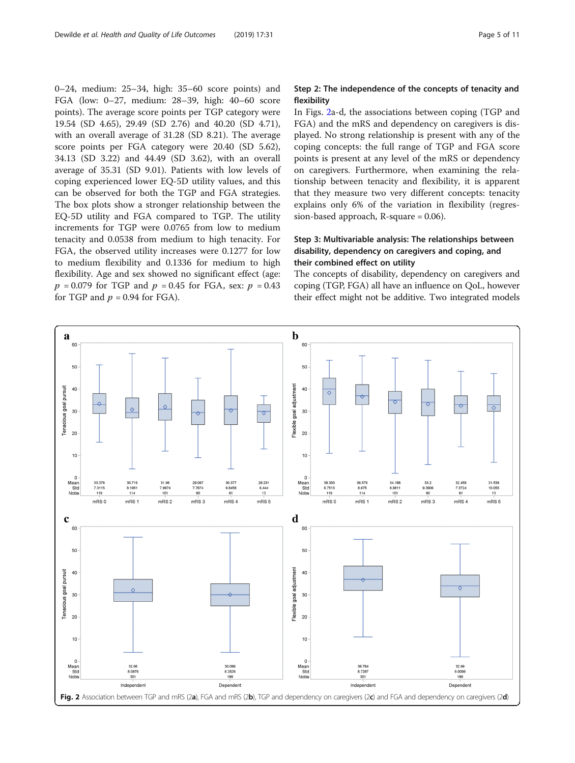0–24, medium: 25–34, high: 35–60 score points) and FGA (low: 0–27, medium: 28–39, high: 40–60 score points). The average score points per TGP category were 19.54 (SD 4.65), 29.49 (SD 2.76) and 40.20 (SD 4.71), with an overall average of 31.28 (SD 8.21). The average score points per FGA category were 20.40 (SD 5.62), 34.13 (SD 3.22) and 44.49 (SD 3.62), with an overall average of 35.31 (SD 9.01). Patients with low levels of coping experienced lower EQ-5D utility values, and this can be observed for both the TGP and FGA strategies. The box plots show a stronger relationship between the EQ-5D utility and FGA compared to TGP. The utility increments for TGP were 0.0765 from low to medium tenacity and 0.0538 from medium to high tenacity. For FGA, the observed utility increases were 0.1277 for low to medium flexibility and 0.1336 for medium to high flexibility. Age and sex showed no significant effect (age: $p = 0.079$ for TGP and $p = 0.45$ for FGA, sex: $p = 0.43$ for TGP and $p = 0.94$ for FGA).

### Step 2: The independence of the concepts of tenacity and flexibility

In Figs. 2a-d, the associations between coping (TGP and FGA) and the mRS and dependency on caregivers is displayed. No strong relationship is present with any of the coping concepts: the full range of TGP and FGA score points is present at any level of the mRS or dependency on caregivers. Furthermore, when examining the relationship between tenacity and flexibility, it is apparent that they measure two very different concepts: tenacity explains only 6% of the variation in flexibility (regression-based approach, R-square = 0.06).

### Step 3: Multivariable analysis: The relationships between disability, dependency on caregivers and coping, and their combined effect on utility

The concepts of disability, dependency on caregivers and coping (TGP, FGA) all have an influence on QoL, however their effect might not be additive. Two integrated models

**Fig. 2** Association between TGP and mRS (2**a**), FGA and mRS (2**b**), TGP and dependency on caregivers (2**c**) and FGA and dependency on caregivers (2**d**)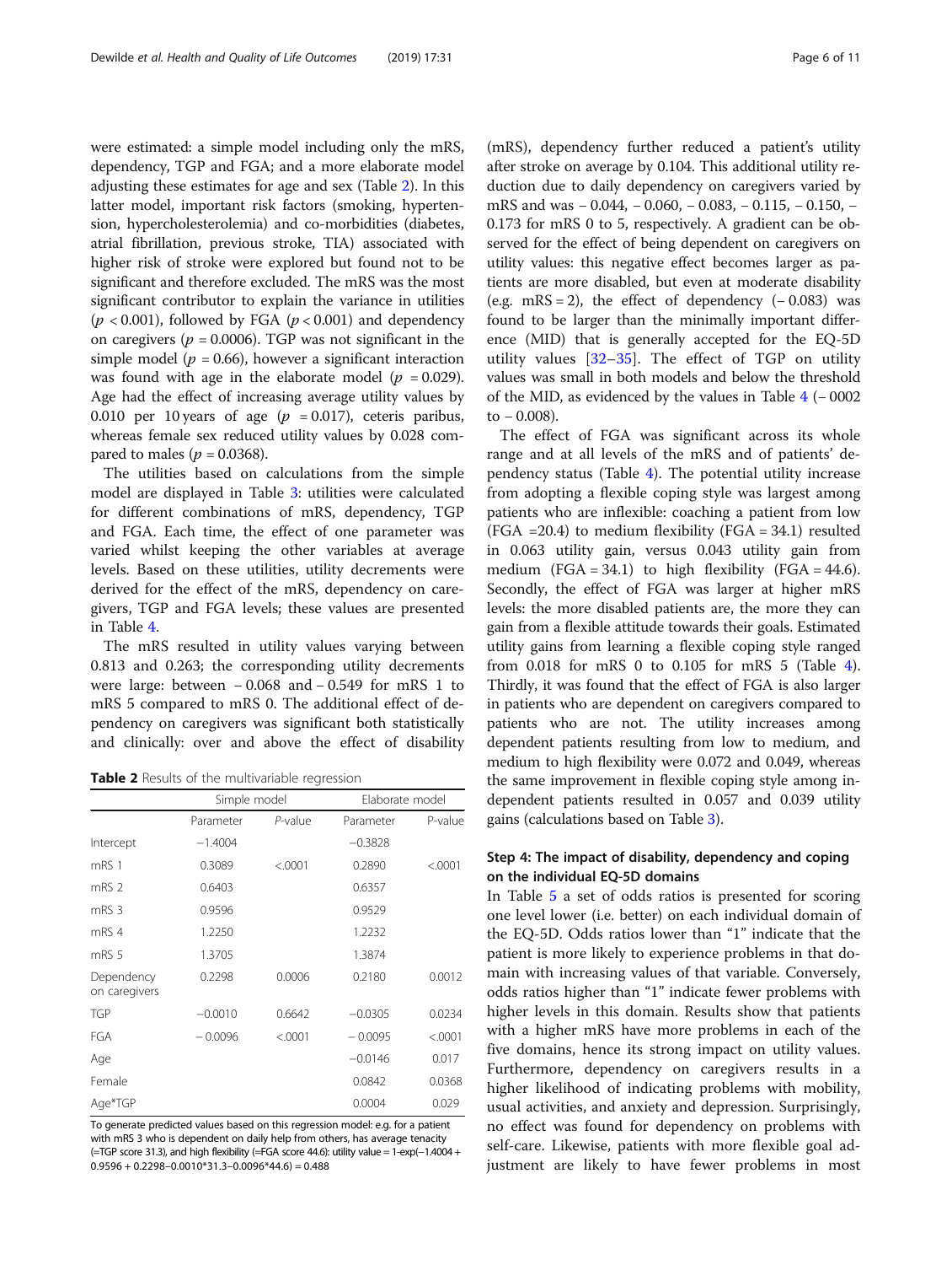were estimated: a simple model including only the mRS, dependency, TGP and FGA; and a more elaborate model adjusting these estimates for age and sex (Table 2). In this latter model, important risk factors (smoking, hypertension, hypercholesterolemia) and co-morbidities (diabetes, atrial fibrillation, previous stroke, TIA) associated with higher risk of stroke were explored but found not to be significant and therefore excluded. The mRS was the most significant contributor to explain the variance in utilities ($p < 0.001$), followed by FGA ($p < 0.001$) and dependency on caregivers ($p = 0.0006$). TGP was not significant in the simple model ($p = 0.66$), however a significant interaction was found with age in the elaborate model ($p = 0.029$). Age had the effect of increasing average utility values by 0.010 per 10 years of age ($p = 0.017$), ceteris paribus, whereas female sex reduced utility values by 0.028 compared to males ($p = 0.0368$).

The utilities based on calculations from the simple model are displayed in Table 3: utilities were calculated for different combinations of mRS, dependency, TGP and FGA. Each time, the effect of one parameter was varied whilst keeping the other variables at average levels. Based on these utilities, utility decrements were derived for the effect of the mRS, dependency on caregivers, TGP and FGA levels; these values are presented in Table 4.

The mRS resulted in utility values varying between 0.813 and 0.263; the corresponding utility decrements were large: between − 0.068 and − 0.549 for mRS 1 to mRS 5 compared to mRS 0. The additional effect of dependency on caregivers was significant both statistically and clinically: over and above the effect of disability (mRS), dependency further reduced a patient's utility after stroke on average by 0.104. This additional utility reduction due to daily dependency on caregivers varied by mRS and was − 0.044, − 0.060, − 0.083, − 0.115, − 0.150, − 0.173 for mRS 0 to 5, respectively. A gradient can be observed for the effect of being dependent on caregivers on utility values: this negative effect becomes larger as patients are more disabled, but even at moderate disability (e.g. mRS = 2), the effect of dependency (− 0.083) was found to be larger than the minimally important difference (MID) that is generally accepted for the EQ-5D utility values [32–35]. The effect of TGP on utility values was small in both models and below the threshold of the MID, as evidenced by the values in Table 4 (− 0002 to − 0.008).

The effect of FGA was significant across its whole range and at all levels of the mRS and of patients' dependency status (Table 4). The potential utility increase from adopting a flexible coping style was largest among patients who are inflexible: coaching a patient from low (FGA =20.4) to medium flexibility (FGA = 34.1) resulted in 0.063 utility gain, versus 0.043 utility gain from medium (FGA = 34.1) to high flexibility (FGA = 44.6). Secondly, the effect of FGA was larger at higher mRS levels: the more disabled patients are, the more they can gain from a flexible attitude towards their goals. Estimated utility gains from learning a flexible coping style ranged from 0.018 for mRS 0 to 0.105 for mRS 5 (Table 4). Thirdly, it was found that the effect of FGA is also larger in patients who are dependent on caregivers compared to patients who are not. The utility increases among dependent patients resulting from low to medium, and medium to high flexibility were 0.072 and 0.049, whereas the same improvement in flexible coping style among independent patients resulted in 0.057 and 0.039 utility gains (calculations based on Table 3).

**Table 2** Results of the multivariable regression

| | Simple model | | Elaborate model | |
|---|---|---|---|---|
| | Parameter | *P*-value | Parameter | P-value |
| Intercept | −1.4004 | | −0.3828 | |
| mRS 1 | 0.3089 | <.0001 | 0.2890 | <.0001 |
| mRS 2 | 0.6403 | | 0.6357 | |
| mRS 3 | 0.9596 | | 0.9529 | |
| mRS 4 | 1.2250 | | 1.2232 | |
| mRS 5 | 1.3705 | | 1.3874 | |
| Dependency on caregivers | 0.2298 | 0.0006 | 0.2180 | 0.0012 |
| TGP | −0.0010 | 0.6642 | −0.0305 | 0.0234 |
| FGA | − 0.0096 | <.0001 | − 0.0095 | <.0001 |
| Age | | | −0.0146 | 0.017 |
| Female | | | 0.0842 | 0.0368 |
| Age*TGP | | | 0.0004 | 0.029 |

To generate predicted values based on this regression model: e.g. for a patient with mRS 3 who is dependent on daily help from others, has average tenacity (=TGP score 31.3), and high flexibility (=FGA score 44.6): utility value = 1-exp(−1.4004 + 0.9596 + 0.2298−0.0010*31.3−0.0096*44.6) = 0.488

## Step 4: The impact of disability, dependency and coping on the individual EQ-5D domains

In Table 5 a set of odds ratios is presented for scoring one level lower (i.e. better) on each individual domain of the EQ-5D. Odds ratios lower than "1" indicate that the patient is more likely to experience problems in that domain with increasing values of that variable. Conversely, odds ratios higher than "1" indicate fewer problems with higher levels in this domain. Results show that patients with a higher mRS have more problems in each of the five domains, hence its strong impact on utility values. Furthermore, dependency on caregivers results in a higher likelihood of indicating problems with mobility, usual activities, and anxiety and depression. Surprisingly, no effect was found for dependency on problems with self-care. Likewise, patients with more flexible goal adjustment are likely to have fewer problems in most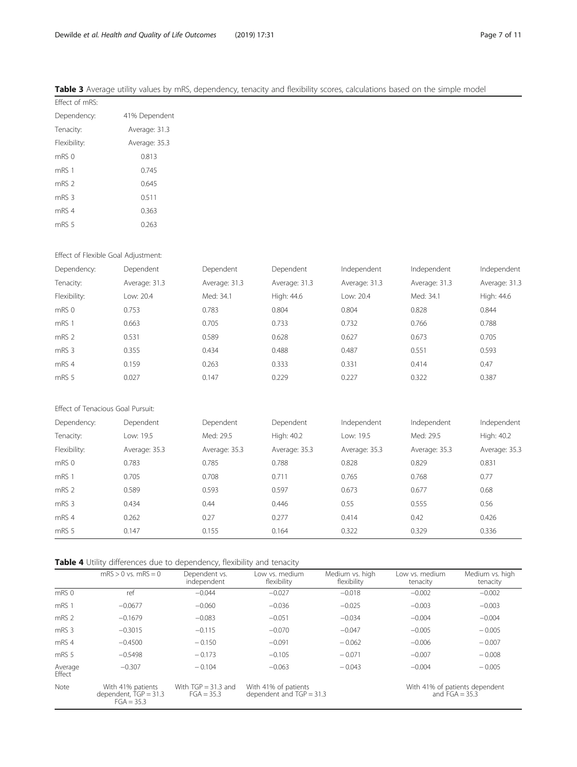**Table 3** Average utility values by mRS, dependency, tenacity and flexibility scores, calculations based on the simple model

Effect of mRS:

| | |
|---|---|
| Dependency: | 41% Dependent |
| Tenacity: | Average: 31.3 |
| Flexibility: | Average: 35.3 |
| mRS 0 | 0.813 |
| mRS 1 | 0.745 |
| mRS 2 | 0.645 |
| mRS 3 | 0.511 |
| mRS 4 | 0.363 |
| mRS 5 | 0.263 |

Effect of Flexible Goal Adjustment:

| | | | | | | |
|---|---|---|---|---|---|---|
| Dependency: | Dependent | Dependent | Dependent | Independent | Independent | Independent |
| Tenacity: | Average: 31.3 | Average: 31.3 | Average: 31.3 | Average: 31.3 | Average: 31.3 | Average: 31.3 |
| Flexibility: | Low: 20.4 | Med: 34.1 | High: 44.6 | Low: 20.4 | Med: 34.1 | High: 44.6 |
| mRS 0 | 0.753 | 0.783 | 0.804 | 0.804 | 0.828 | 0.844 |
| mRS 1 | 0.663 | 0.705 | 0.733 | 0.732 | 0.766 | 0.788 |
| mRS 2 | 0.531 | 0.589 | 0.628 | 0.627 | 0.673 | 0.705 |
| mRS 3 | 0.355 | 0.434 | 0.488 | 0.487 | 0.551 | 0.593 |
| mRS 4 | 0.159 | 0.263 | 0.333 | 0.331 | 0.414 | 0.47 |
| mRS 5 | 0.027 | 0.147 | 0.229 | 0.227 | 0.322 | 0.387 |

Effect of Tenacious Goal Pursuit:

| | | | | | | |
|---|---|---|---|---|---|---|
| Dependency: | Dependent | Dependent | Dependent | Independent | Independent | Independent |
| Tenacity: | Low: 19.5 | Med: 29.5 | High: 40.2 | Low: 19.5 | Med: 29.5 | High: 40.2 |
| Flexibility: | Average: 35.3 | Average: 35.3 | Average: 35.3 | Average: 35.3 | Average: 35.3 | Average: 35.3 |
| mRS 0 | 0.783 | 0.785 | 0.788 | 0.828 | 0.829 | 0.831 |
| mRS 1 | 0.705 | 0.708 | 0.711 | 0.765 | 0.768 | 0.77 |
| mRS 2 | 0.589 | 0.593 | 0.597 | 0.673 | 0.677 | 0.68 |
| mRS 3 | 0.434 | 0.44 | 0.446 | 0.55 | 0.555 | 0.56 |
| mRS 4 | 0.262 | 0.27 | 0.277 | 0.414 | 0.42 | 0.426 |
| mRS 5 | 0.147 | 0.155 | 0.164 | 0.322 | 0.329 | 0.336 |

**Table 4** Utility differences due to dependency, flexibility and tenacity

| | mRS > 0 vs. mRS = 0 | Dependent vs. independent | Low vs. medium flexibility | Medium vs. high flexibility | Low vs. medium tenacity | Medium vs. high tenacity |
|---|---|---|---|---|---|---|
| mRS 0 | ref | −0.044 | −0.027 | −0.018 | −0.002 | −0.002 |
| mRS 1 | −0.0677 | −0.060 | −0.036 | −0.025 | −0.003 | −0.003 |
| mRS 2 | −0.1679 | −0.083 | −0.051 | −0.034 | −0.004 | −0.004 |
| mRS 3 | −0.3015 | −0.115 | −0.070 | −0.047 | −0.005 | −0.005 |
| mRS 4 | −0.4500 | −0.150 | −0.091 | −0.062 | −0.006 | −0.007 |
| mRS 5 | −0.5498 | −0.173 | −0.105 | −0.071 | −0.007 | −0.008 |
| Average Effect | −0.307 | −0.104 | −0.063 | −0.043 | −0.004 | −0.005 |
| Note | With 41% patients dependent, TGP = 31.3 FGA = 35.3 | With TGP = 31.3 and FGA = 35.3 | With 41% of patients dependent and TGP = 31.3 | | With 41% of patients dependent and FGA = 35.3 | |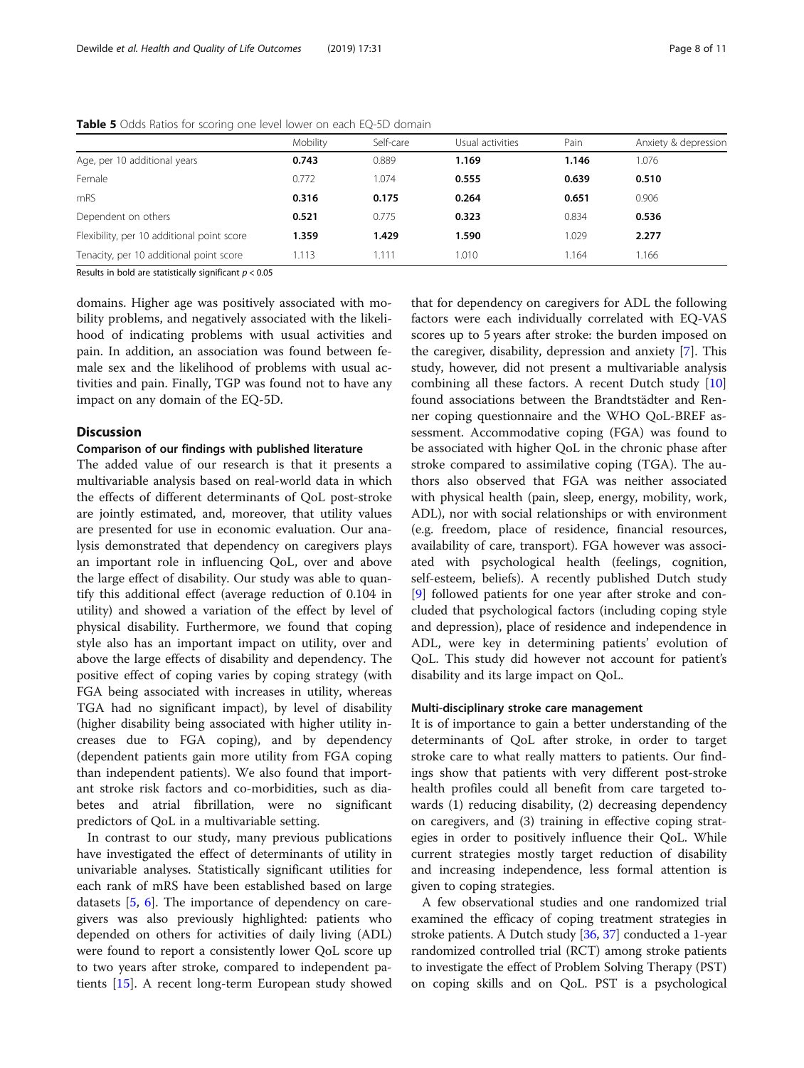**Table 5** Odds Ratios for scoring one level lower on each EQ-5D domain

| | Mobility | Self-care | Usual activities | Pain | Anxiety & depression |
|---|---|---|---|---|---|
| Age, per 10 additional years | **0.743** | 0.889 | **1.169** | **1.146** | 1.076 |
| Female | 0.772 | 1.074 | **0.555** | **0.639** | **0.510** |
| mRS | **0.316** | **0.175** | **0.264** | **0.651** | 0.906 |
| Dependent on others | **0.521** | 0.775 | **0.323** | 0.834 | **0.536** |
| Flexibility, per 10 additional point score | **1.359** | **1.429** | **1.590** | 1.029 | **2.277** |
| Tenacity, per 10 additional point score | 1.113 | 1.111 | 1.010 | 1.164 | 1.166 |

Results in bold are statistically significant $p < 0.05$

domains. Higher age was positively associated with mobility problems, and negatively associated with the likelihood of indicating problems with usual activities and pain. In addition, an association was found between female sex and the likelihood of problems with usual activities and pain. Finally, TGP was found not to have any impact on any domain of the EQ-5D.

## Discussion

### Comparison of our findings with published literature

The added value of our research is that it presents a multivariable analysis based on real-world data in which the effects of different determinants of QoL post-stroke are jointly estimated, and, moreover, that utility values are presented for use in economic evaluation. Our analysis demonstrated that dependency on caregivers plays an important role in influencing QoL, over and above the large effect of disability. Our study was able to quantify this additional effect (average reduction of 0.104 in utility) and showed a variation of the effect by level of physical disability. Furthermore, we found that coping style also has an important impact on utility, over and above the large effects of disability and dependency. The positive effect of coping varies by coping strategy (with FGA being associated with increases in utility, whereas TGA had no significant impact), by level of disability (higher disability being associated with higher utility increases due to FGA coping), and by dependency (dependent patients gain more utility from FGA coping than independent patients). We also found that important stroke risk factors and co-morbidities, such as diabetes and atrial fibrillation, were no significant predictors of QoL in a multivariable setting.

In contrast to our study, many previous publications have investigated the effect of determinants of utility in univariable analyses. Statistically significant utilities for each rank of mRS have been established based on large datasets [5, 6]. The importance of dependency on caregivers was also previously highlighted: patients who depended on others for activities of daily living (ADL) were found to report a consistently lower QoL score up to two years after stroke, compared to independent patients [15]. A recent long-term European study showed that for dependency on caregivers for ADL the following factors were each individually correlated with EQ-VAS scores up to 5 years after stroke: the burden imposed on the caregiver, disability, depression and anxiety [7]. This study, however, did not present a multivariable analysis combining all these factors. A recent Dutch study [10] found associations between the Brandtstädter and Renner coping questionnaire and the WHO QoL-BREF assessment. Accommodative coping (FGA) was found to be associated with higher QoL in the chronic phase after stroke compared to assimilative coping (TGA). The authors also observed that FGA was neither associated with physical health (pain, sleep, energy, mobility, work, ADL), nor with social relationships or with environment (e.g. freedom, place of residence, financial resources, availability of care, transport). FGA however was associated with psychological health (feelings, cognition, self-esteem, beliefs). A recently published Dutch study [9] followed patients for one year after stroke and concluded that psychological factors (including coping style and depression), place of residence and independence in ADL, were key in determining patients' evolution of QoL. This study did however not account for patient's disability and its large impact on QoL.

### Multi-disciplinary stroke care management

It is of importance to gain a better understanding of the determinants of QoL after stroke, in order to target stroke care to what really matters to patients. Our findings show that patients with very different post-stroke health profiles could all benefit from care targeted towards (1) reducing disability, (2) decreasing dependency on caregivers, and (3) training in effective coping strategies in order to positively influence their QoL. While current strategies mostly target reduction of disability and increasing independence, less formal attention is given to coping strategies.

A few observational studies and one randomized trial examined the efficacy of coping treatment strategies in stroke patients. A Dutch study [36, 37] conducted a 1-year randomized controlled trial (RCT) among stroke patients to investigate the effect of Problem Solving Therapy (PST) on coping skills and on QoL. PST is a psychological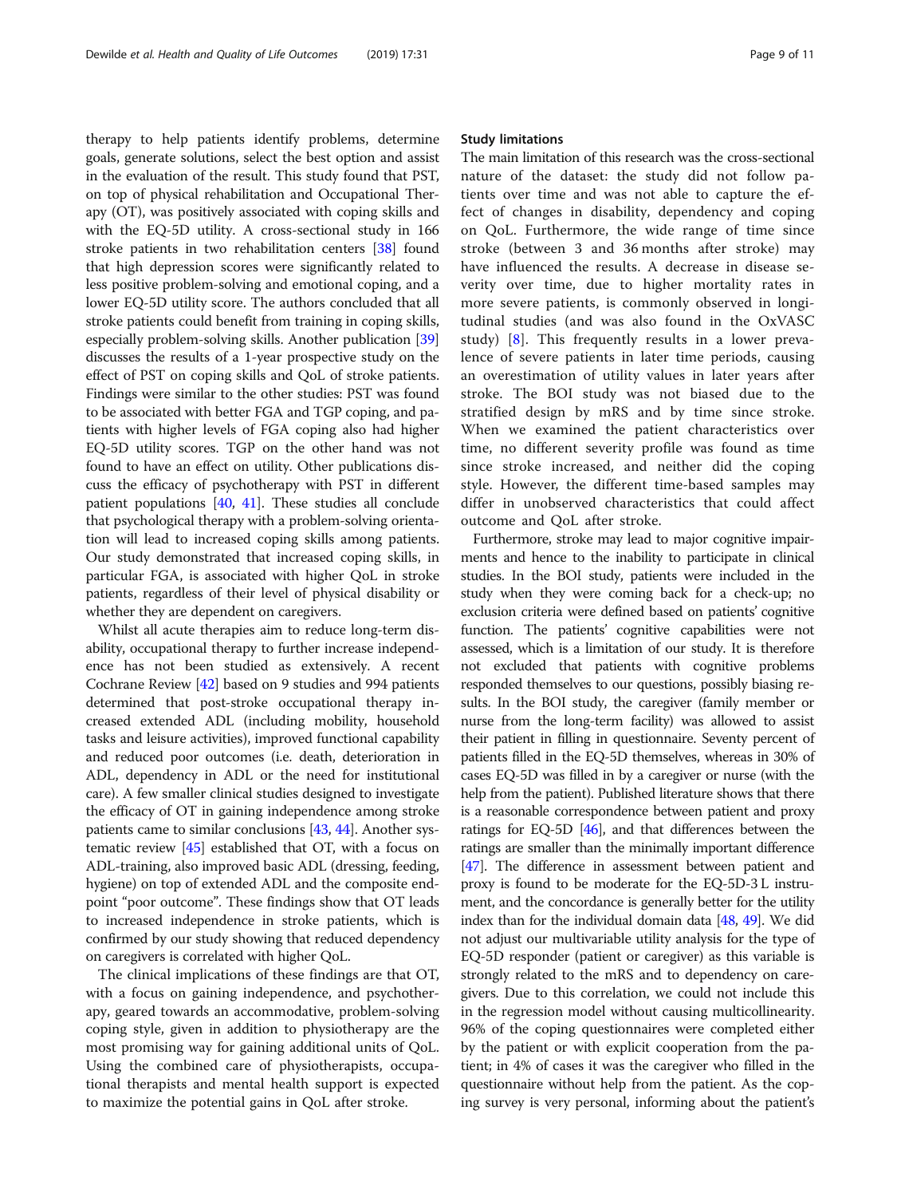therapy to help patients identify problems, determine goals, generate solutions, select the best option and assist in the evaluation of the result. This study found that PST, on top of physical rehabilitation and Occupational Therapy (OT), was positively associated with coping skills and with the EQ-5D utility. A cross-sectional study in 166 stroke patients in two rehabilitation centers [38] found that high depression scores were significantly related to less positive problem-solving and emotional coping, and a lower EQ-5D utility score. The authors concluded that all stroke patients could benefit from training in coping skills, especially problem-solving skills. Another publication [39] discusses the results of a 1-year prospective study on the effect of PST on coping skills and QoL of stroke patients. Findings were similar to the other studies: PST was found to be associated with better FGA and TGP coping, and patients with higher levels of FGA coping also had higher EQ-5D utility scores. TGP on the other hand was not found to have an effect on utility. Other publications discuss the efficacy of psychotherapy with PST in different patient populations [40, 41]. These studies all conclude that psychological therapy with a problem-solving orientation will lead to increased coping skills among patients. Our study demonstrated that increased coping skills, in particular FGA, is associated with higher QoL in stroke patients, regardless of their level of physical disability or whether they are dependent on caregivers.

Whilst all acute therapies aim to reduce long-term disability, occupational therapy to further increase independence has not been studied as extensively. A recent Cochrane Review [42] based on 9 studies and 994 patients determined that post-stroke occupational therapy increased extended ADL (including mobility, household tasks and leisure activities), improved functional capability and reduced poor outcomes (i.e. death, deterioration in ADL, dependency in ADL or the need for institutional care). A few smaller clinical studies designed to investigate the efficacy of OT in gaining independence among stroke patients came to similar conclusions [43, 44]. Another systematic review [45] established that OT, with a focus on ADL-training, also improved basic ADL (dressing, feeding, hygiene) on top of extended ADL and the composite endpoint "poor outcome". These findings show that OT leads to increased independence in stroke patients, which is confirmed by our study showing that reduced dependency on caregivers is correlated with higher QoL.

The clinical implications of these findings are that OT, with a focus on gaining independence, and psychotherapy, geared towards an accommodative, problem-solving coping style, given in addition to physiotherapy are the most promising way for gaining additional units of QoL. Using the combined care of physiotherapists, occupational therapists and mental health support is expected to maximize the potential gains in QoL after stroke.

## Study limitations

The main limitation of this research was the cross-sectional nature of the dataset: the study did not follow patients over time and was not able to capture the effect of changes in disability, dependency and coping on QoL. Furthermore, the wide range of time since stroke (between 3 and 36 months after stroke) may have influenced the results. A decrease in disease severity over time, due to higher mortality rates in more severe patients, is commonly observed in longitudinal studies (and was also found in the OxVASC study) [8]. This frequently results in a lower prevalence of severe patients in later time periods, causing an overestimation of utility values in later years after stroke. The BOI study was not biased due to the stratified design by mRS and by time since stroke. When we examined the patient characteristics over time, no different severity profile was found as time since stroke increased, and neither did the coping style. However, the different time-based samples may differ in unobserved characteristics that could affect outcome and QoL after stroke.

Furthermore, stroke may lead to major cognitive impairments and hence to the inability to participate in clinical studies. In the BOI study, patients were included in the study when they were coming back for a check-up; no exclusion criteria were defined based on patients' cognitive function. The patients' cognitive capabilities were not assessed, which is a limitation of our study. It is therefore not excluded that patients with cognitive problems responded themselves to our questions, possibly biasing results. In the BOI study, the caregiver (family member or nurse from the long-term facility) was allowed to assist their patient in filling in questionnaire. Seventy percent of patients filled in the EQ-5D themselves, whereas in 30% of cases EQ-5D was filled in by a caregiver or nurse (with the help from the patient). Published literature shows that there is a reasonable correspondence between patient and proxy ratings for EQ-5D [46], and that differences between the ratings are smaller than the minimally important difference [47]. The difference in assessment between patient and proxy is found to be moderate for the EQ-5D-3 L instrument, and the concordance is generally better for the utility index than for the individual domain data [48, 49]. We did not adjust our multivariable utility analysis for the type of EQ-5D responder (patient or caregiver) as this variable is strongly related to the mRS and to dependency on caregivers. Due to this correlation, we could not include this in the regression model without causing multicollinearity. 96% of the coping questionnaires were completed either by the patient or with explicit cooperation from the patient; in 4% of cases it was the caregiver who filled in the questionnaire without help from the patient. As the coping survey is very personal, informing about the patient's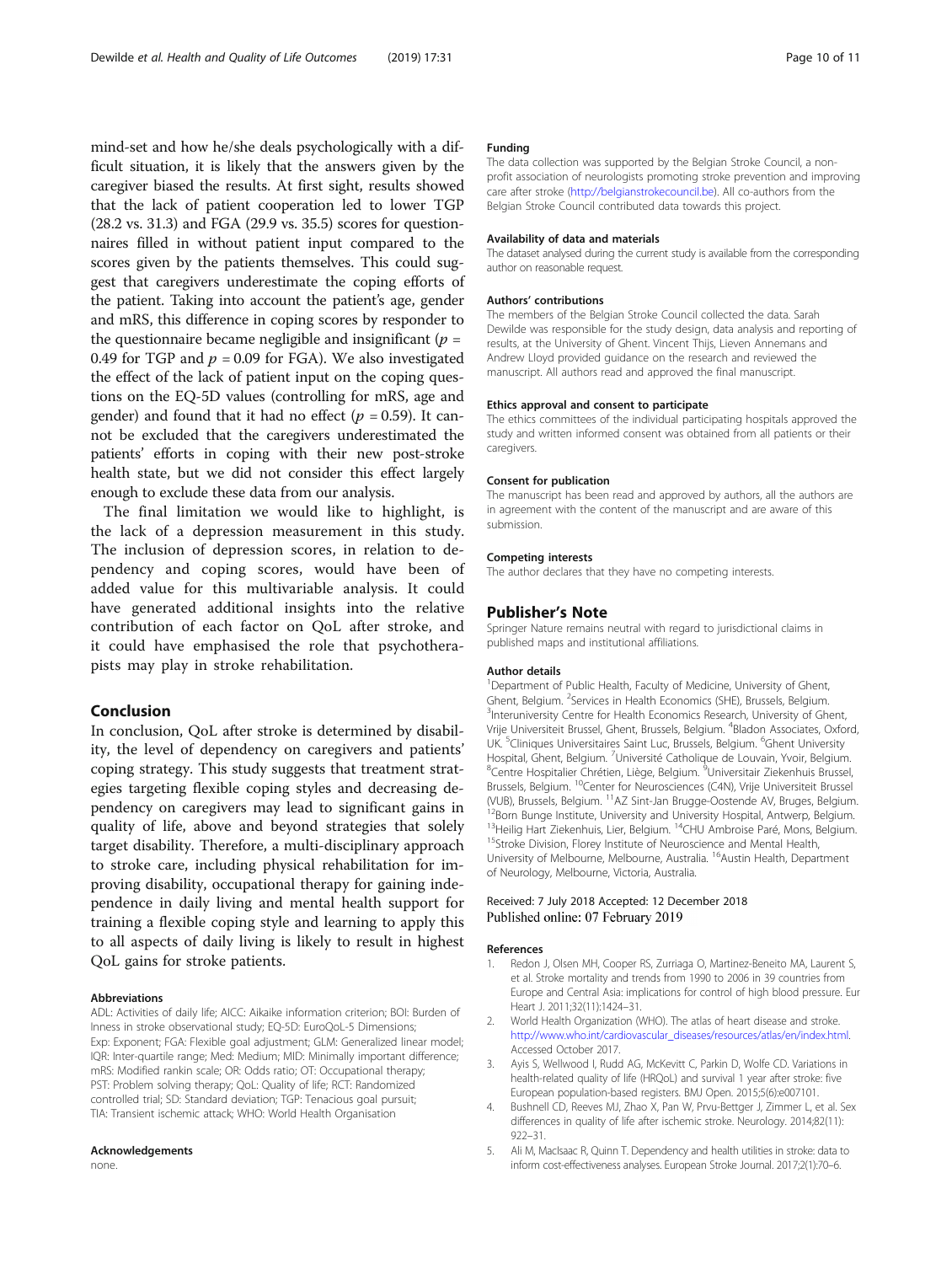mind-set and how he/she deals psychologically with a difficult situation, it is likely that the answers given by the caregiver biased the results. At first sight, results showed that the lack of patient cooperation led to lower TGP (28.2 vs. 31.3) and FGA (29.9 vs. 35.5) scores for questionnaires filled in without patient input compared to the scores given by the patients themselves. This could suggest that caregivers underestimate the coping efforts of the patient. Taking into account the patient's age, gender and mRS, this difference in coping scores by responder to the questionnaire became negligible and insignificant ($p$ = 0.49 for TGP and $p$ = 0.09 for FGA). We also investigated the effect of the lack of patient input on the coping questions on the EQ-5D values (controlling for mRS, age and gender) and found that it had no effect ($p$ = 0.59). It cannot be excluded that the caregivers underestimated the patients' efforts in coping with their new post-stroke health state, but we did not consider this effect largely enough to exclude these data from our analysis.

The final limitation we would like to highlight, is the lack of a depression measurement in this study. The inclusion of depression scores, in relation to dependency and coping scores, would have been of added value for this multivariable analysis. It could have generated additional insights into the relative contribution of each factor on QoL after stroke, and it could have emphasised the role that psychotherapists may play in stroke rehabilitation.

## Conclusion

In conclusion, QoL after stroke is determined by disability, the level of dependency on caregivers and patients' coping strategy. This study suggests that treatment strategies targeting flexible coping styles and decreasing dependency on caregivers may lead to significant gains in quality of life, above and beyond strategies that solely target disability. Therefore, a multi-disciplinary approach to stroke care, including physical rehabilitation for improving disability, occupational therapy for gaining independence in daily living and mental health support for training a flexible coping style and learning to apply this to all aspects of daily living is likely to result in highest QoL gains for stroke patients.

### Abbreviations

ADL: Activities of daily life; AICC: Aikaike information criterion; BOI: Burden of Inness in stroke observational study; EQ-5D: EuroQoL-5 Dimensions; Exp: Exponent; FGA: Flexible goal adjustment; GLM: Generalized linear model; IQR: Inter-quartile range; Med: Medium; MID: Minimally important difference; mRS: Modified rankin scale; OR: Odds ratio; OT: Occupational therapy; PST: Problem solving therapy; QoL: Quality of life; RCT: Randomized controlled trial; SD: Standard deviation; TGP: Tenacious goal pursuit; TIA: Transient ischemic attack; WHO: World Health Organisation

### Acknowledgements

none.

### Funding

The data collection was supported by the Belgian Stroke Council, a non-profit association of neurologists promoting stroke prevention and improving care after stroke (http://belgianstrokecouncil.be). All co-authors from the Belgian Stroke Council contributed data towards this project.

### Availability of data and materials

The dataset analysed during the current study is available from the corresponding author on reasonable request.

### Authors' contributions

The members of the Belgian Stroke Council collected the data. Sarah Dewilde was responsible for the study design, data analysis and reporting of results, at the University of Ghent. Vincent Thijs, Lieven Annemans and Andrew Lloyd provided guidance on the research and reviewed the manuscript. All authors read and approved the final manuscript.

### Ethics approval and consent to participate

The ethics committees of the individual participating hospitals approved the study and written informed consent was obtained from all patients or their caregivers.

### Consent for publication

The manuscript has been read and approved by authors, all the authors are in agreement with the content of the manuscript and are aware of this submission.

### Competing interests

The author declares that they have no competing interests.

## Publisher's Note

Springer Nature remains neutral with regard to jurisdictional claims in published maps and institutional affiliations.

### Author details

[1]Department of Public Health, Faculty of Medicine, University of Ghent, Ghent, Belgium. [2]Services in Health Economics (SHE), Brussels, Belgium. [3]Interuniversity Centre for Health Economics Research, University of Ghent, Vrije Universiteit Brussel, Ghent, Brussels, Belgium. [4]Bladon Associates, Oxford, UK. [5]Cliniques Universitaires Saint Luc, Brussels, Belgium. [6]Ghent University Hospital, Ghent, Belgium. [7]Université Catholique de Louvain, Yvoir, Belgium. [8]Centre Hospitalier Chrétien, Liège, Belgium. [9]Universitair Ziekenhuis Brussel, Brussels, Belgium. [10]Center for Neurosciences (C4N), Vrije Universiteit Brussel (VUB), Brussels, Belgium. [11]AZ Sint-Jan Brugge-Oostende AV, Bruges, Belgium. [12]Born Bunge Institute, University and University Hospital, Antwerp, Belgium. [13]Heilig Hart Ziekenhuis, Lier, Belgium. [14]CHU Ambroise Paré, Mons, Belgium. [15]Stroke Division, Florey Institute of Neuroscience and Mental Health, University of Melbourne, Melbourne, Australia. [16]Austin Health, Department of Neurology, Melbourne, Victoria, Australia.

Received: 7 July 2018 Accepted: 12 December 2018
Published online: 07 February 2019

### References

1. Redon J, Olsen MH, Cooper RS, Zurriaga O, Martinez-Beneito MA, Laurent S, et al. Stroke mortality and trends from 1990 to 2006 in 39 countries from Europe and Central Asia: implications for control of high blood pressure. Eur Heart J. 2011;32(11):1424–31.
2. World Health Organization (WHO). The atlas of heart disease and stroke. http://www.who.int/cardiovascular_diseases/resources/atlas/en/index.html. Accessed October 2017.
3. Ayis S, Wellwood I, Rudd AG, McKevitt C, Parkin D, Wolfe CD. Variations in health-related quality of life (HRQoL) and survival 1 year after stroke: five European population-based registers. BMJ Open. 2015;5(6):e007101.
4. Bushnell CD, Reeves MJ, Zhao X, Pan W, Prvu-Bettger J, Zimmer L, et al. Sex differences in quality of life after ischemic stroke. Neurology. 2014;82(11): 922–31.
5. Ali M, MacIsaac R, Quinn T. Dependency and health utilities in stroke: data to inform cost-effectiveness analyses. European Stroke Journal. 2017;2(1):70–6.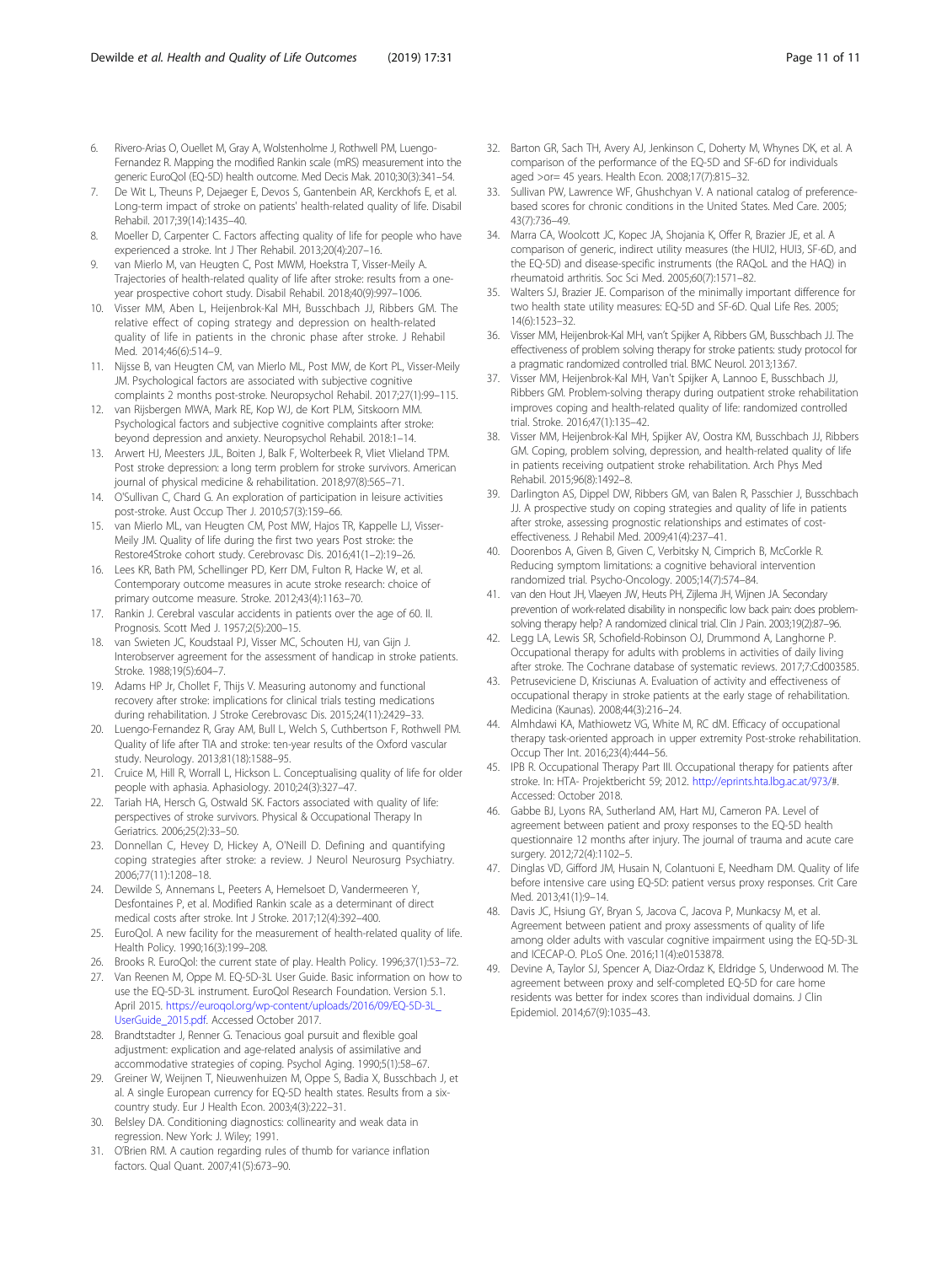6. Rivero-Arias O, Ouellet M, Gray A, Wolstenholme J, Rothwell PM, Luengo-Fernandez R. Mapping the modified Rankin scale (mRS) measurement into the generic EuroQol (EQ-5D) health outcome. Med Decis Mak. 2010;30(3):341–54.
7. De Wit L, Theuns P, Dejaeger E, Devos S, Gantenbein AR, Kerckhofs E, et al. Long-term impact of stroke on patients' health-related quality of life. Disabil Rehabil. 2017;39(14):1435–40.
8. Moeller D, Carpenter C. Factors affecting quality of life for people who have experienced a stroke. Int J Ther Rehabil. 2013;20(4):207–16.
9. van Mierlo M, van Heugten C, Post MWM, Hoekstra T, Visser-Meily A. Trajectories of health-related quality of life after stroke: results from a one-year prospective cohort study. Disabil Rehabil. 2018;40(9):997–1006.
10. Visser MM, Aben L, Heijenbrok-Kal MH, Busschbach JJ, Ribbers GM. The relative effect of coping strategy and depression on health-related quality of life in patients in the chronic phase after stroke. J Rehabil Med. 2014;46(6):514–9.
11. Nijsse B, van Heugten CM, van Mierlo ML, Post MW, de Kort PL, Visser-Meily JM. Psychological factors are associated with subjective cognitive complaints 2 months post-stroke. Neuropsychol Rehabil. 2017;27(1):99–115.
12. van Rijsbergen MWA, Mark RE, Kop WJ, de Kort PLM, Sitskoorn MM. Psychological factors and subjective cognitive complaints after stroke: beyond depression and anxiety. Neuropsychol Rehabil. 2018:1–14.
13. Arwert HJ, Meesters JJL, Boiten J, Balk F, Wolterbeek R, Vliet Vlieland TPM. Post stroke depression: a long term problem for stroke survivors. American journal of physical medicine & rehabilitation. 2018;97(8):565–71.
14. O'Sullivan C, Chard G. An exploration of participation in leisure activities post-stroke. Aust Occup Ther J. 2010;57(3):159–66.
15. van Mierlo ML, van Heugten CM, Post MW, Hajos TR, Kappelle LJ, Visser-Meily JM. Quality of life during the first two years Post stroke: the Restore4Stroke cohort study. Cerebrovasc Dis. 2016;41(1–2):19–26.
16. Lees KR, Bath PM, Schellinger PD, Kerr DM, Fulton R, Hacke W, et al. Contemporary outcome measures in acute stroke research: choice of primary outcome measure. Stroke. 2012;43(4):1163–70.
17. Rankin J. Cerebral vascular accidents in patients over the age of 60. II. Prognosis. Scott Med J. 1957;2(5):200–15.
18. van Swieten JC, Koudstaal PJ, Visser MC, Schouten HJ, van Gijn J. Interobserver agreement for the assessment of handicap in stroke patients. Stroke. 1988;19(5):604–7.
19. Adams HP Jr, Chollet F, Thijs V. Measuring autonomy and functional recovery after stroke: implications for clinical trials testing medications during rehabilitation. J Stroke Cerebrovasc Dis. 2015;24(11):2429–33.
20. Luengo-Fernandez R, Gray AM, Bull L, Welch S, Cuthbertson F, Rothwell PM. Quality of life after TIA and stroke: ten-year results of the Oxford vascular study. Neurology. 2013;81(18):1588–95.
21. Cruice M, Hill R, Worrall L, Hickson L. Conceptualising quality of life for older people with aphasia. Aphasiology. 2010;24(3):327–47.
22. Tariah HA, Hersch G, Ostwald SK. Factors associated with quality of life: perspectives of stroke survivors. Physical & Occupational Therapy In Geriatrics. 2006;25(2):33–50.
23. Donnellan C, Hevey D, Hickey A, O'Neill D. Defining and quantifying coping strategies after stroke: a review. J Neurol Neurosurg Psychiatry. 2006;77(11):1208–18.
24. Dewilde S, Annemans L, Peeters A, Hemelsoet D, Vandermeeren Y, Desfontaines P, et al. Modified Rankin scale as a determinant of direct medical costs after stroke. Int J Stroke. 2017;12(4):392–400.
25. EuroQol. A new facility for the measurement of health-related quality of life. Health Policy. 1990;16(3):199–208.
26. Brooks R. EuroQol: the current state of play. Health Policy. 1996;37(1):53–72.
27. Van Reenen M, Oppe M. EQ-5D-3L User Guide. Basic information on how to use the EQ-5D-3L instrument. EuroQol Research Foundation. Version 5.1. April 2015. https://euroqol.org/wp-content/uploads/2016/09/EQ-5D-3L_UserGuide_2015.pdf. Accessed October 2017.
28. Brandtstadter J, Renner G. Tenacious goal pursuit and flexible goal adjustment: explication and age-related analysis of assimilative and accommodative strategies of coping. Psychol Aging. 1990;5(1):58–67.
29. Greiner W, Weijnen T, Nieuwenhuizen M, Oppe S, Badia X, Busschbach J, et al. A single European currency for EQ-5D health states. Results from a six-country study. Eur J Health Econ. 2003;4(3):222–31.
30. Belsley DA. Conditioning diagnostics: collinearity and weak data in regression. New York: J. Wiley; 1991.
31. O'Brien RM. A caution regarding rules of thumb for variance inflation factors. Qual Quant. 2007;41(5):673–90.
32. Barton GR, Sach TH, Avery AJ, Jenkinson C, Doherty M, Whynes DK, et al. A comparison of the performance of the EQ-5D and SF-6D for individuals aged >or= 45 years. Health Econ. 2008;17(7):815–32.
33. Sullivan PW, Lawrence WF, Ghushchyan V. A national catalog of preference-based scores for chronic conditions in the United States. Med Care. 2005;43(7):736–49.
34. Marra CA, Woolcott JC, Kopec JA, Shojania K, Offer R, Brazier JE, et al. A comparison of generic, indirect utility measures (the HUI2, HUI3, SF-6D, and the EQ-5D) and disease-specific instruments (the RAQoL and the HAQ) in rheumatoid arthritis. Soc Sci Med. 2005;60(7):1571–82.
35. Walters SJ, Brazier JE. Comparison of the minimally important difference for two health state utility measures: EQ-5D and SF-6D. Qual Life Res. 2005;14(6):1523–32.
36. Visser MM, Heijenbrok-Kal MH, van't Spijker A, Ribbers GM, Busschbach JJ. The effectiveness of problem solving therapy for stroke patients: study protocol for a pragmatic randomized controlled trial. BMC Neurol. 2013;13:67.
37. Visser MM, Heijenbrok-Kal MH, Van't Spijker A, Lannoo E, Busschbach JJ, Ribbers GM. Problem-solving therapy during outpatient stroke rehabilitation improves coping and health-related quality of life: randomized controlled trial. Stroke. 2016;47(1):135–42.
38. Visser MM, Heijenbrok-Kal MH, Spijker AV, Oostra KM, Busschbach JJ, Ribbers GM. Coping, problem solving, depression, and health-related quality of life in patients receiving outpatient stroke rehabilitation. Arch Phys Med Rehabil. 2015;96(8):1492–8.
39. Darlington AS, Dippel DW, Ribbers GM, van Balen R, Passchier J, Busschbach JJ. A prospective study on coping strategies and quality of life in patients after stroke, assessing prognostic relationships and estimates of cost-effectiveness. J Rehabil Med. 2009;41(4):237–41.
40. Doorenbos A, Given B, Given C, Verbitsky N, Cimprich B, McCorkle R. Reducing symptom limitations: a cognitive behavioral intervention randomized trial. Psycho-Oncology. 2005;14(7):574–84.
41. van den Hout JH, Vlaeyen JW, Heuts PH, Zijlema JH, Wijnen JA. Secondary prevention of work-related disability in nonspecific low back pain: does problem-solving therapy help? A randomized clinical trial. Clin J Pain. 2003;19(2):87–96.
42. Legg LA, Lewis SR, Schofield-Robinson OJ, Drummond A, Langhorne P. Occupational therapy for adults with problems in activities of daily living after stroke. The Cochrane database of systematic reviews. 2017;7:Cd003585.
43. Petruseviciene D, Krisciunas A. Evaluation of activity and effectiveness of occupational therapy in stroke patients at the early stage of rehabilitation. Medicina (Kaunas). 2008;44(3):216–24.
44. Almhdawi KA, Mathiowetz VG, White M, RC dM. Efficacy of occupational therapy task-oriented approach in upper extremity Post-stroke rehabilitation. Occup Ther Int. 2016;23(4):444–56.
45. IPB R. Occupational Therapy Part III. Occupational therapy for patients after stroke. In: HTA- Projektbericht 59; 2012. http://eprints.hta.lbg.ac.at/973/#. Accessed: October 2018.
46. Gabbe BJ, Lyons RA, Sutherland AM, Hart MJ, Cameron PA. Level of agreement between patient and proxy responses to the EQ-5D health questionnaire 12 months after injury. The journal of trauma and acute care surgery. 2012;72(4):1102–5.
47. Dinglas VD, Gifford JM, Husain N, Colantuoni E, Needham DM. Quality of life before intensive care using EQ-5D: patient versus proxy responses. Crit Care Med. 2013;41(1):9–14.
48. Davis JC, Hsiung GY, Bryan S, Jacova C, Jacova P, Munkacsy M, et al. Agreement between patient and proxy assessments of quality of life among older adults with vascular cognitive impairment using the EQ-5D-3L and ICECAP-O. PLoS One. 2016;11(4):e0153878.
49. Devine A, Taylor SJ, Spencer A, Diaz-Ordaz K, Eldridge S, Underwood M. The agreement between proxy and self-completed EQ-5D for care home residents was better for index scores than individual domains. J Clin Epidemiol. 2014;67(9):1035–43.